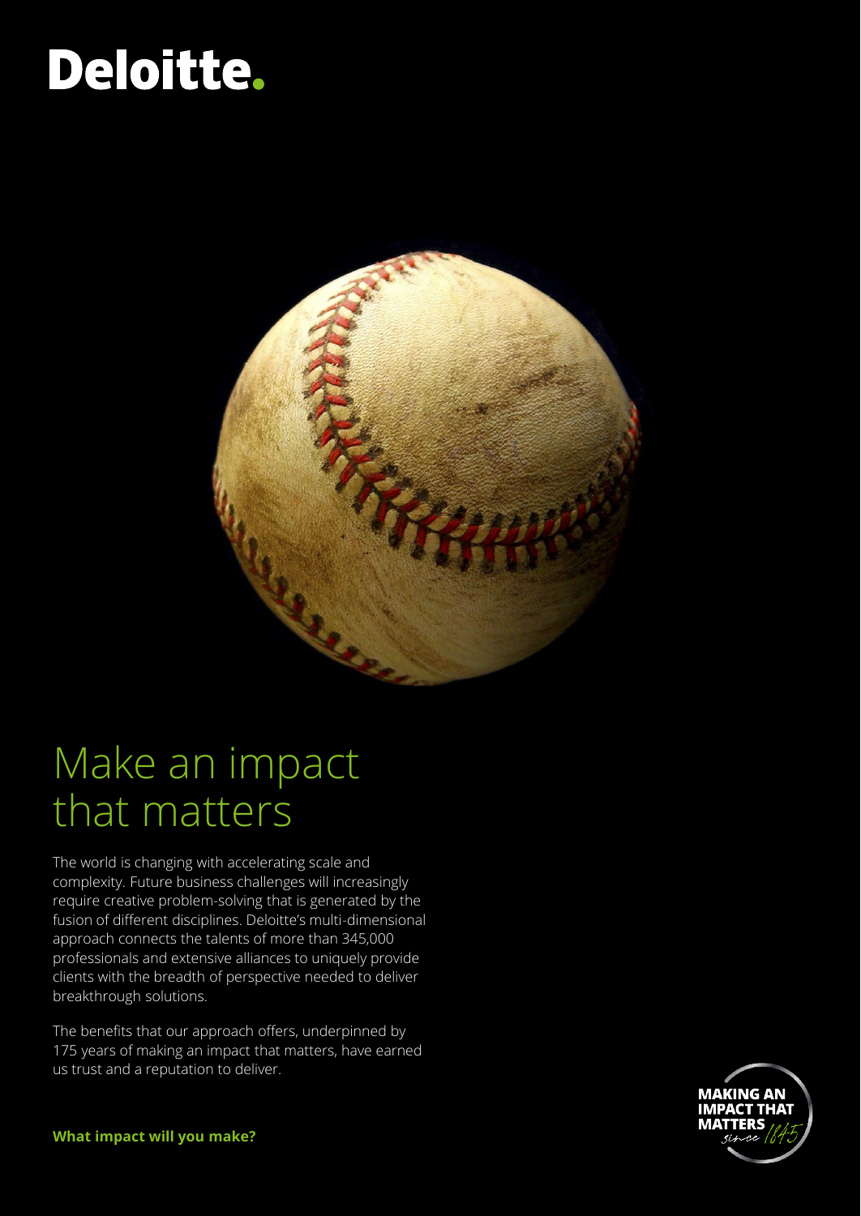Deloitte.

# Make an impact that matters

The world is changing with accelerating scale and complexity. Future business challenges will increasingly require creative problem-solving that is generated by the fusion of different disciplines. Deloitte's multi-dimensional approach connects the talents of more than 345,000 professionals and extensive alliances to uniquely provide clients with the breadth of perspective needed to deliver breakthrough solutions.

The benefits that our approach offers, underpinned by 175 years of making an impact that matters, have earned us trust and a reputation to deliver.

**What impact will you make?**

MAKING AN IMPACT THAT MATTERS since 1845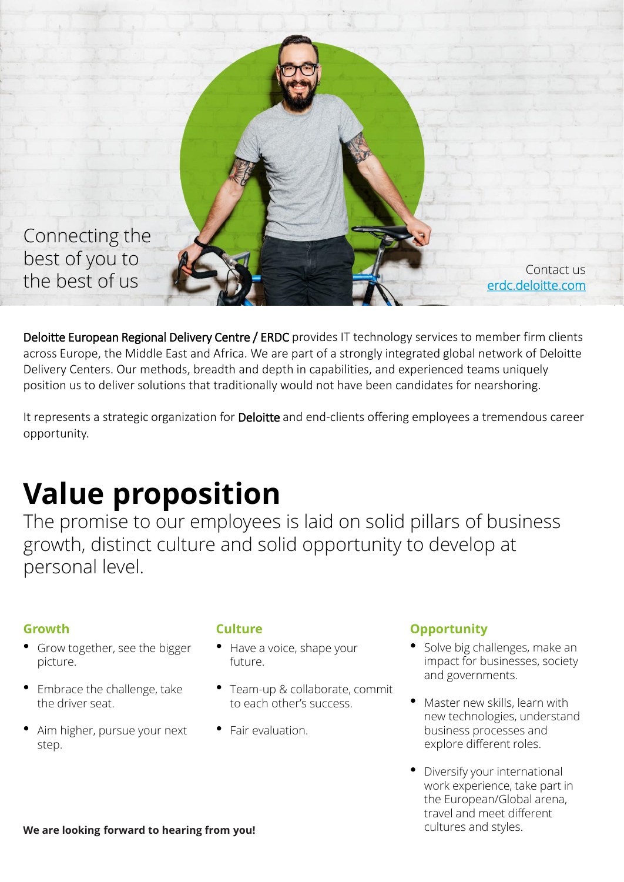Connecting the best of you to the best of us

Contact us
[erdc.deloitte.com](erdc.deloitte.com)

**Deloitte European Regional Delivery Centre / ERDC** provides IT technology services to member firm clients across Europe, the Middle East and Africa. We are part of a strongly integrated global network of Deloitte Delivery Centers. Our methods, breadth and depth in capabilities, and experienced teams uniquely position us to deliver solutions that traditionally would not have been candidates for nearshoring.

It represents a strategic organization for **Deloitte** and end-clients offering employees a tremendous career opportunity.

# Value proposition

The promise to our employees is laid on solid pillars of business growth, distinct culture and solid opportunity to develop at personal level.

### Growth

- Grow together, see the bigger picture.
- Embrace the challenge, take the driver seat.
- Aim higher, pursue your next step.

### Culture

- Have a voice, shape your future.
- Team-up & collaborate, commit to each other's success.
- Fair evaluation.

### Opportunity

- Solve big challenges, make an impact for businesses, society and governments.
- Master new skills, learn with new technologies, understand business processes and explore different roles.
- Diversify your international work experience, take part in the European/Global arena, travel and meet different cultures and styles.

**We are looking forward to hearing from you!**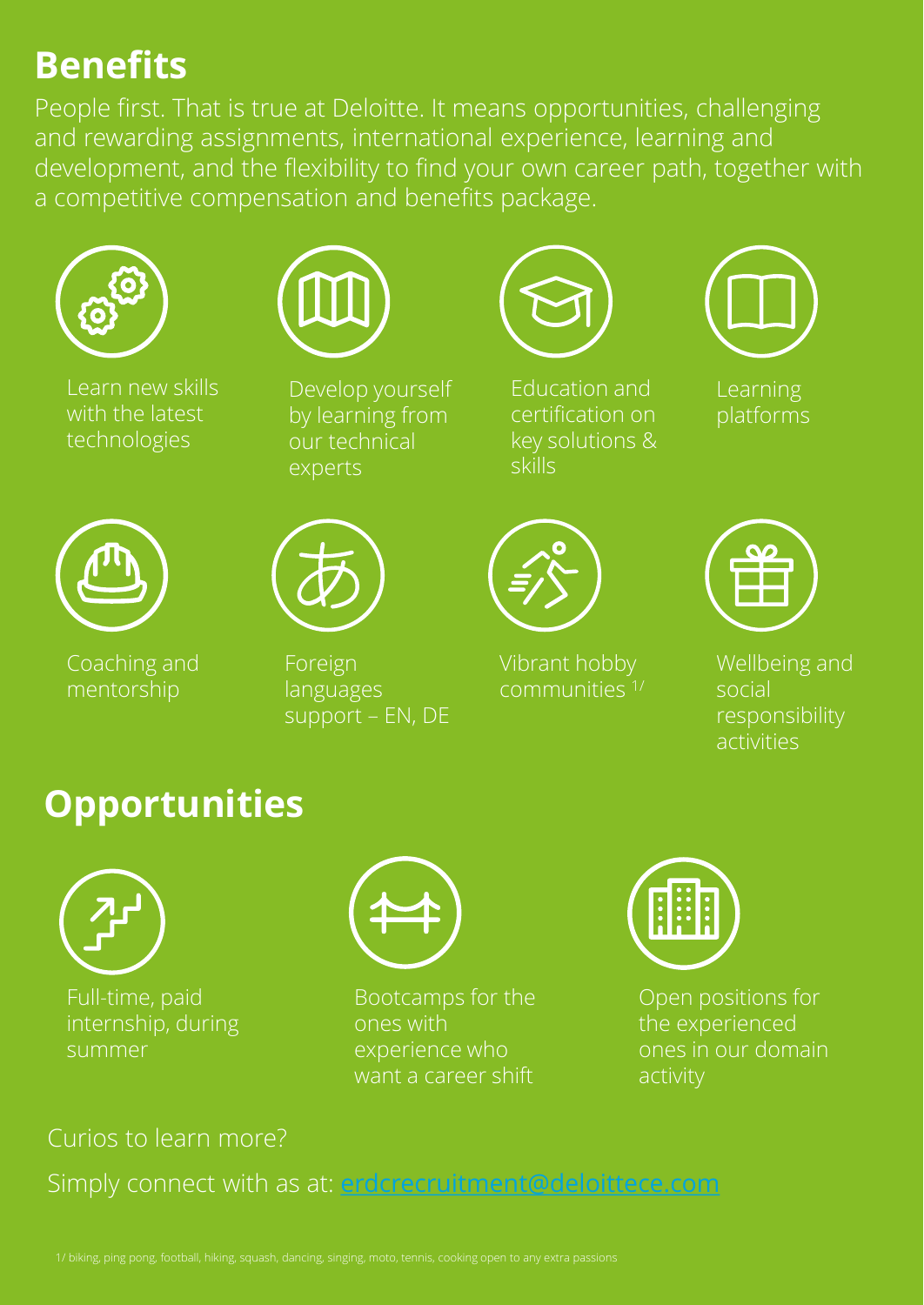# Benefits

People first. That is true at Deloitte. It means opportunities, challenging and rewarding assignments, international experience, learning and development, and the flexibility to find your own career path, together with a competitive compensation and benefits package.

- Learn new skills with the latest technologies
- Develop yourself by learning from our technical experts
- Education and certification on key solutions & skills
- Learning platforms
- Coaching and mentorship
- Foreign languages support – EN, DE
- Vibrant hobby communities [1/]
- Wellbeing and social responsibility activities

# Opportunities

- Full-time, paid internship, during summer
- Bootcamps for the ones with experience who want a career shift
- Open positions for the experienced ones in our domain activity

Curios to learn more?

Simply connect with as at: erdcrecruitment@deloittece.com

1/ biking, ping pong, football, hiking, squash, dancing, singing, moto, tennis, cooking open to any extra passions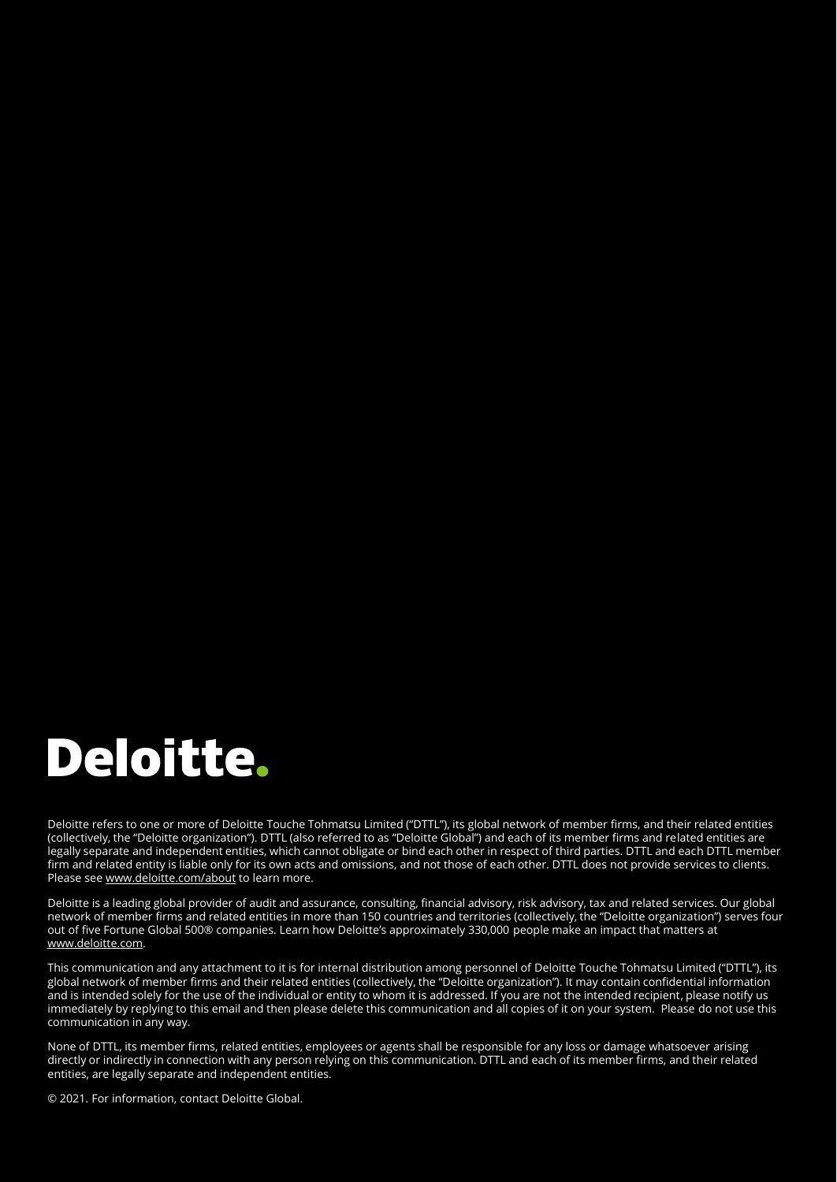# Deloitte.

Deloitte refers to one or more of Deloitte Touche Tohmatsu Limited ("DTTL"), its global network of member firms, and their related entities (collectively, the "Deloitte organization"). DTTL (also referred to as "Deloitte Global") and each of its member firms and related entities are legally separate and independent entities, which cannot obligate or bind each other in respect of third parties. DTTL and each DTTL member firm and related entity is liable only for its own acts and omissions, and not those of each other. DTTL does not provide services to clients. Please see www.deloitte.com/about to learn more.

Deloitte is a leading global provider of audit and assurance, consulting, financial advisory, risk advisory, tax and related services. Our global network of member firms and related entities in more than 150 countries and territories (collectively, the "Deloitte organization") serves four out of five Fortune Global 500® companies. Learn how Deloitte's approximately 330,000 people make an impact that matters at www.deloitte.com.

This communication and any attachment to it is for internal distribution among personnel of Deloitte Touche Tohmatsu Limited ("DTTL"), its global network of member firms and their related entities (collectively, the "Deloitte organization"). It may contain confidential information and is intended solely for the use of the individual or entity to whom it is addressed. If you are not the intended recipient, please notify us immediately by replying to this email and then please delete this communication and all copies of it on your system. Please do not use this communication in any way.

None of DTTL, its member firms, related entities, employees or agents shall be responsible for any loss or damage whatsoever arising directly or indirectly in connection with any person relying on this communication. DTTL and each of its member firms, and their related entities, are legally separate and independent entities.

© 2021. For information, contact Deloitte Global.